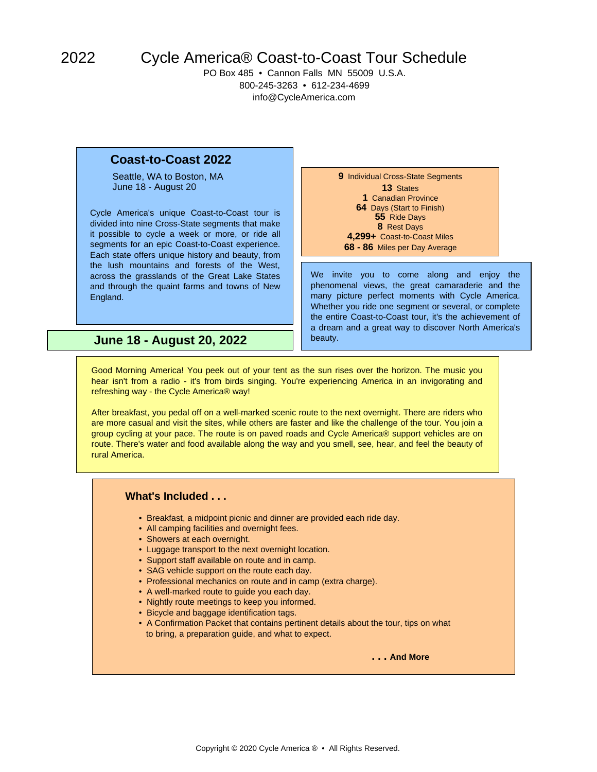# 2022 Cycle America® Coast-to-Coast Tour Schedule

PO Box 485 • Cannon Falls MN 55009 U.S.A.
800-245-3263 • 612-234-4699
info@CycleAmerica.com

## Coast-to-Coast 2022

Seattle, WA to Boston, MA
June 18 - August 20

Cycle America's unique Coast-to-Coast tour is divided into nine Cross-State segments that make it possible to cycle a week or more, or ride all segments for an epic Coast-to-Coast experience. Each state offers unique history and beauty, from the lush mountains and forests of the West, across the grasslands of the Great Lake States and through the quaint farms and towns of New England.

**9** Individual Cross-State Segments
**13** States
**1** Canadian Province
**64** Days (Start to Finish)
**55** Ride Days
**8** Rest Days
**4,299+** Coast-to-Coast Miles
**68 - 86** Miles per Day Average

We invite you to come along and enjoy the phenomenal views, the great camaraderie and the many picture perfect moments with Cycle America. Whether you ride one segment or several, or complete the entire Coast-to-Coast tour, it's the achievement of a dream and a great way to discover North America's beauty.

## June 18 - August 20, 2022

Good Morning America! You peek out of your tent as the sun rises over the horizon. The music you hear isn't from a radio - it's from birds singing. You're experiencing America in an invigorating and refreshing way - the Cycle America® way!

After breakfast, you pedal off on a well-marked scenic route to the next overnight. There are riders who are more casual and visit the sites, while others are faster and like the challenge of the tour. You join a group cycling at your pace. The route is on paved roads and Cycle America® support vehicles are on route. There's water and food available along the way and you smell, see, hear, and feel the beauty of rural America.

### What's Included . . .

- Breakfast, a midpoint picnic and dinner are provided each ride day.
- All camping facilities and overnight fees.
- Showers at each overnight.
- Luggage transport to the next overnight location.
- Support staff available on route and in camp.
- SAG vehicle support on the route each day.
- Professional mechanics on route and in camp (extra charge).
- A well-marked route to guide you each day.
- Nightly route meetings to keep you informed.
- Bicycle and baggage identification tags.
- A Confirmation Packet that contains pertinent details about the tour, tips on what to bring, a preparation guide, and what to expect.

**. . . And More**

Copyright © 2020 Cycle America ® • All Rights Reserved.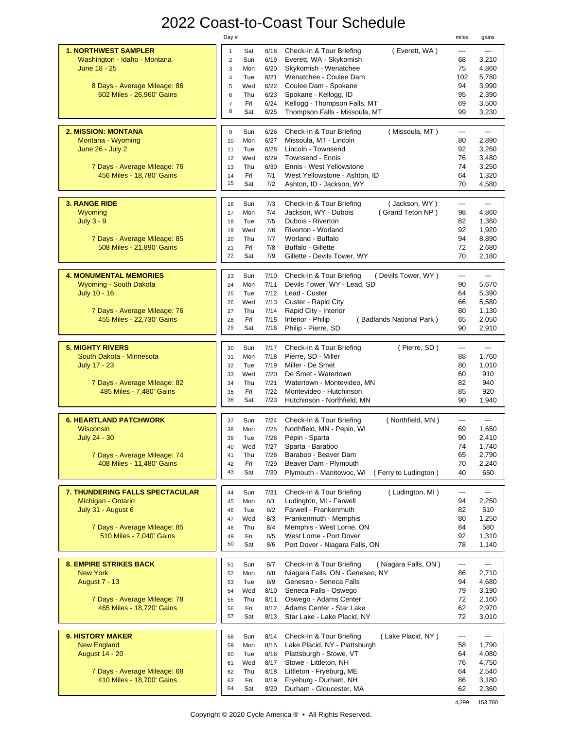# 2022 Coast-to-Coast Tour Schedule

| Section | Day # | | | | miles | gains |
|---|---|---|---|---|---|---|
| **1. NORTHWEST SAMPLER** | 1 | Sat | 6/18 | Check-In & Tour Briefing (Everett, WA) | --- | --- |
| Washington - Idaho - Montana | 2 | Sun | 6/19 | Everett, WA - Skykomish | 68 | 3,210 |
| June 18 - 25 | 3 | Mon | 6/20 | Skykomish - Wenatchee | 75 | 4,860 |
| | 4 | Tue | 6/21 | Wenatchee - Coulee Dam | 102 | 5,780 |
| 8 Days - Average Mileage: 86 | 5 | Wed | 6/22 | Coulee Dam - Spokane | 94 | 3,990 |
| 602 Miles - 26,960' Gains | 6 | Thu | 6/23 | Spokane - Kellogg, ID | 95 | 2,390 |
| | 7 | Fri | 6/24 | Kellogg - Thompson Falls, MT | 69 | 3,500 |
| | 8 | Sat | 6/25 | Thompson Falls - Missoula, MT | 99 | 3,230 |
| **2. MISSION: MONTANA** | 9 | Sun | 6/26 | Check-In & Tour Briefing (Missoula, MT) | --- | --- |
| Montana - Wyoming | 10 | Mon | 6/27 | Missoula, MT - Lincoln | 80 | 2,890 |
| June 26 - July 2 | 11 | Tue | 6/28 | Lincoln - Townsend | 92 | 3,260 |
| | 12 | Wed | 6/29 | Townsend - Ennis | 76 | 3,480 |
| 7 Days - Average Mileage: 76 | 13 | Thu | 6/30 | Ennis - West Yellowstone | 74 | 3,250 |
| 456 Miles - 18,780' Gains | 14 | Fri | 7/1 | West Yellowstone - Ashton, ID | 64 | 1,320 |
| | 15 | Sat | 7/2 | Ashton, ID - Jackson, WY | 70 | 4,580 |
| **3. RANGE RIDE** | 16 | Sun | 7/3 | Check-In & Tour Briefing (Jackson, WY) | --- | --- |
| Wyoming | 17 | Mon | 7/4 | Jackson, WY - Dubois (Grand Teton NP) | 98 | 4,860 |
| July 3 - 9 | 18 | Tue | 7/5 | Dubois - Riverton | 82 | 1,360 |
| | 19 | Wed | 7/6 | Riverton - Worland | 92 | 1,920 |
| 7 Days - Average Mileage: 85 | 20 | Thu | 7/7 | Worland - Buffalo | 94 | 8,890 |
| 508 Miles - 21,890' Gains | 21 | Fri | 7/8 | Buffalo - Gillette | 72 | 2,680 |
| | 22 | Sat | 7/9 | Gillette - Devils Tower, WY | 70 | 2,180 |
| **4. MONUMENTAL MEMORIES** | 23 | Sun | 7/10 | Check-In & Tour Briefing (Devils Tower, WY) | --- | --- |
| Wyoming - South Dakota | 24 | Mon | 7/11 | Devils Tower, WY - Lead, SD | 90 | 5,670 |
| July 10 - 16 | 25 | Tue | 7/12 | Lead - Custer | 64 | 5,390 |
| | 26 | Wed | 7/13 | Custer - Rapid City | 66 | 5,580 |
| 7 Days - Average Mileage: 76 | 27 | Thu | 7/14 | Rapid City - Interior | 80 | 1,130 |
| 455 Miles - 22,730' Gains | 28 | Fri | 7/15 | Interior - Philip (Badlands National Park) | 65 | 2,050 |
| | 29 | Sat | 7/16 | Philip - Pierre, SD | 90 | 2,910 |
| **5. MIGHTY RIVERS** | 30 | Sun | 7/17 | Check-In & Tour Briefing (Pierre, SD) | --- | --- |
| South Dakota - Minnesota | 31 | Mon | 7/18 | Pierre, SD - Miller | 88 | 1,760 |
| July 17 - 23 | 32 | Tue | 7/19 | Miller - De Smet | 80 | 1,010 |
| | 33 | Wed | 7/20 | De Smet - Watertown | 60 | 910 |
| 7 Days - Average Mileage: 82 | 34 | Thu | 7/21 | Watertown - Montevideo, MN | 82 | 940 |
| 485 Miles - 7,480' Gains | 35 | Fri | 7/22 | Montevideo - Hutchinson | 85 | 920 |
| | 36 | Sat | 7/23 | Hutchinson - Northfield, MN | 90 | 1,940 |
| **6. HEARTLAND PATCHWORK** | 37 | Sun | 7/24 | Check-In & Tour Briefing (Northfield, MN) | --- | --- |
| Wisconsin | 38 | Mon | 7/25 | Northfield, MN - Pepin, WI | 69 | 1,650 |
| July 24 - 30 | 39 | Tue | 7/26 | Pepin - Sparta | 90 | 2,410 |
| | 40 | Wed | 7/27 | Sparta - Baraboo | 74 | 1,740 |
| 7 Days - Average Mileage: 74 | 41 | Thu | 7/28 | Baraboo - Beaver Dam | 65 | 2,790 |
| 408 Miles - 11,480' Gains | 42 | Fri | 7/29 | Beaver Dam - Plymouth | 70 | 2,240 |
| | 43 | Sat | 7/30 | Plymouth - Manitowoc, WI (Ferry to Ludington) | 40 | 650 |
| **7. THUNDERING FALLS SPECTACULAR** | 44 | Sun | 7/31 | Check-In & Tour Briefing (Ludington, MI) | --- | --- |
| Michigan - Ontario | 45 | Mon | 8/1 | Ludington, MI - Farwell | 94 | 2,250 |
| July 31 - August 6 | 46 | Tue | 8/2 | Farwell - Frankenmuth | 82 | 510 |
| | 47 | Wed | 8/3 | Frankenmuth - Memphis | 80 | 1,250 |
| 7 Days - Average Mileage: 85 | 48 | Thu | 8/4 | Memphis - West Lorne, ON | 84 | 580 |
| 510 Miles - 7,040' Gains | 49 | Fri | 8/5 | West Lorne - Port Dover | 92 | 1,310 |
| | 50 | Sat | 8/6 | Port Dover - Niagara Falls, ON | 78 | 1,140 |
| **8. EMPIRE STRIKES BACK** | 51 | Sun | 8/7 | Check-In & Tour Briefing (Niagara Falls, ON) | --- | --- |
| New York | 52 | Mon | 8/8 | Niagara Falls, ON - Geneseo, NY | 86 | 2,710 |
| August 7 - 13 | 53 | Tue | 8/9 | Geneseo - Seneca Falls | 94 | 4,680 |
| | 54 | Wed | 8/10 | Seneca Falls - Oswego | 79 | 3,190 |
| 7 Days - Average Mileage: 78 | 55 | Thu | 8/11 | Oswego - Adams Center | 72 | 2,160 |
| 465 Miles - 18,720' Gains | 56 | Fri | 8/12 | Adams Center - Star Lake | 62 | 2,970 |
| | 57 | Sat | 8/13 | Star Lake - Lake Placid, NY | 72 | 3,010 |
| **9. HISTORY MAKER** | 58 | Sun | 8/14 | Check-In & Tour Briefing (Lake Placid, NY) | --- | --- |
| New England | 59 | Mon | 8/15 | Lake Placid, NY - Plattsburgh | 58 | 1,790 |
| August 14 - 20 | 60 | Tue | 8/16 | Plattsburgh - Stowe, VT | 64 | 4,080 |
| | 61 | Wed | 8/17 | Stowe - Littleton, NH | 76 | 4,750 |
| 7 Days - Average Mileage: 68 | 62 | Thu | 8/18 | Littleton - Fryeburg, ME | 64 | 2,540 |
| 410 Miles - 18,700' Gains | 63 | Fri | 8/19 | Fryeburg - Durham, NH | 86 | 3,180 |
| | 64 | Sat | 8/20 | Durham - Gloucester, MA | 62 | 2,360 |
| | | | | | 4,299 | 153,780 |

Copyright © 2020 Cycle America ® • All Rights Reserved.